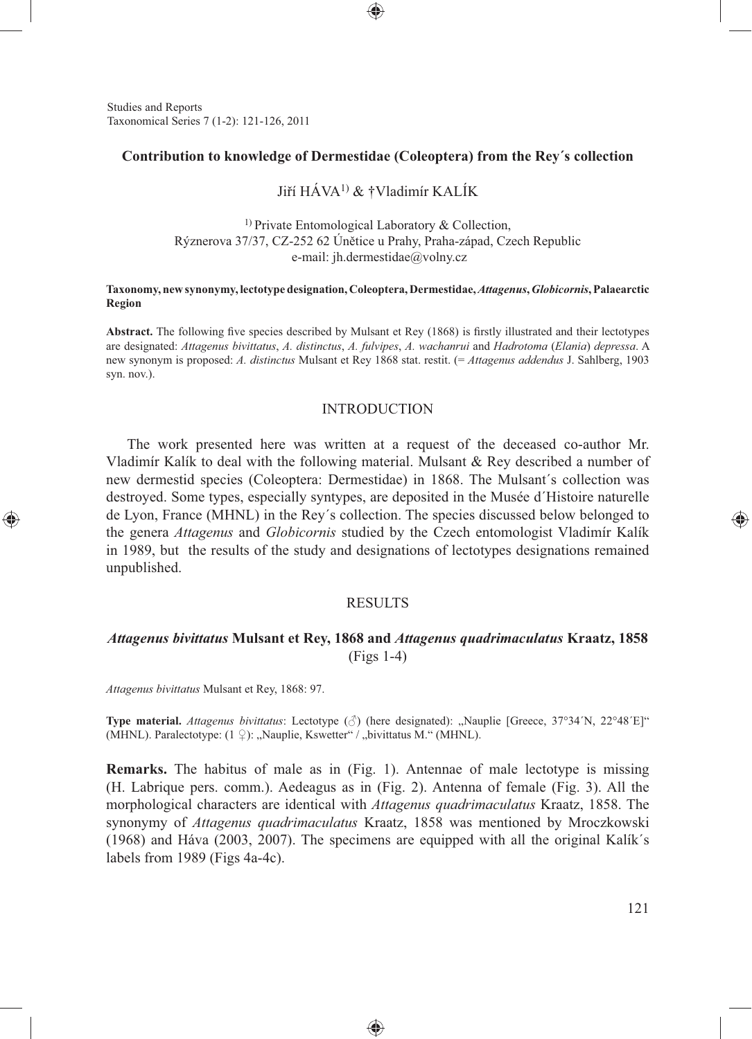# Contribution to knowledge of Dermestidae (Coleoptera) from the Rey´s collection

Jiří HÁVA[1] & †Vladimír KALÍK

[1] Private Entomological Laboratory & Collection,
Rýznerova 37/37, CZ-252 62 Únětice u Prahy, Praha-západ, Czech Republic
e-mail: jh.dermestidae@volny.cz

**Taxonomy, new synonymy, lectotype designation, Coleoptera, Dermestidae, *Attagenus*, *Globicornis*, Palaearctic Region**

**Abstract.** The following five species described by Mulsant et Rey (1868) is firstly illustrated and their lectotypes are designated: *Attagenus bivittatus*, *A. distinctus*, *A. fulvipes*, *A. wachanrui* and *Hadrotoma* (*Elania*) *depressa*. A new synonym is proposed: *A. distinctus* Mulsant et Rey 1868 stat. restit. (= *Attagenus addendus* J. Sahlberg, 1903 syn. nov.).

## INTRODUCTION

The work presented here was written at a request of the deceased co-author Mr. Vladimír Kalík to deal with the following material. Mulsant & Rey described a number of new dermestid species (Coleoptera: Dermestidae) in 1868. The Mulsant´s collection was destroyed. Some types, especially syntypes, are deposited in the Musée d´Histoire naturelle de Lyon, France (MHNL) in the Rey´s collection. The species discussed below belonged to the genera *Attagenus* and *Globicornis* studied by the Czech entomologist Vladimír Kalík in 1989, but the results of the study and designations of lectotypes designations remained unpublished.

## RESULTS

### *Attagenus bivittatus* Mulsant et Rey, 1868 and *Attagenus quadrimaculatus* Kraatz, 1858 (Figs 1-4)

*Attagenus bivittatus* Mulsant et Rey, 1868: 97.

**Type material.** *Attagenus bivittatus*: Lectotype (♂) (here designated): „Nauplie [Greece, 37°34´N, 22°48´E]" (MHNL). Paralectotype: (1 ♀): „Nauplie, Kswetter" / „bivittatus M." (MHNL).

**Remarks.** The habitus of male as in (Fig. 1). Antennae of male lectotype is missing (H. Labrique pers. comm.). Aedeagus as in (Fig. 2). Antenna of female (Fig. 3). All the morphological characters are identical with *Attagenus quadrimaculatus* Kraatz, 1858. The synonymy of *Attagenus quadrimaculatus* Kraatz, 1858 was mentioned by Mroczkowski (1968) and Háva (2003, 2007). The specimens are equipped with all the original Kalík´s labels from 1989 (Figs 4a-4c).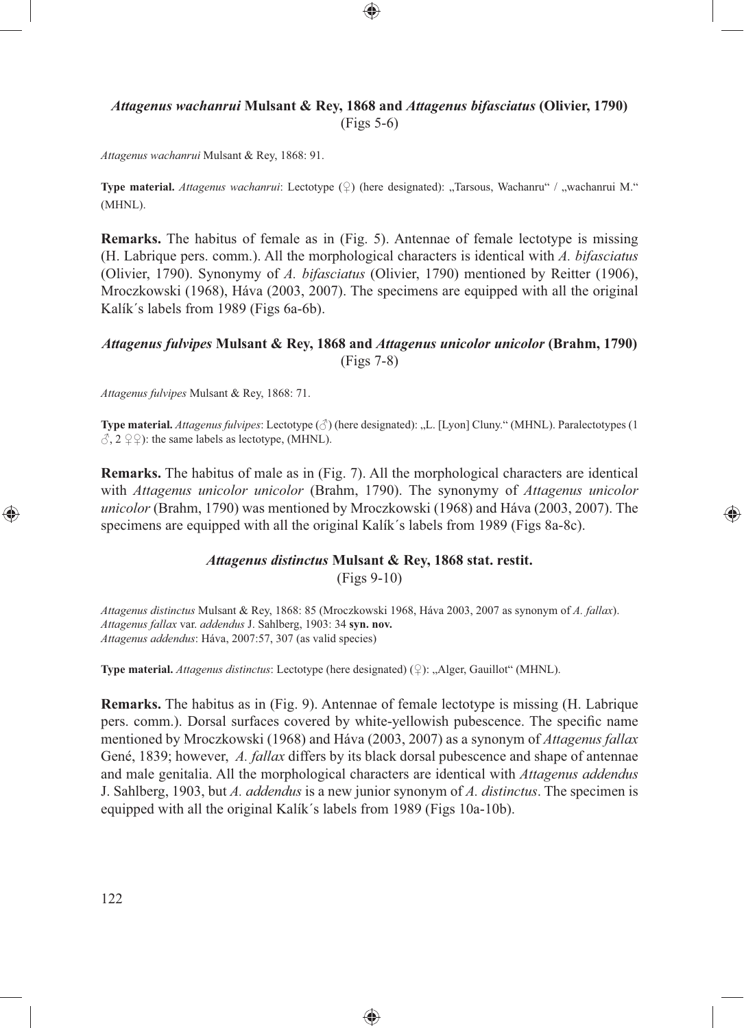### *Attagenus wachanrui* Mulsant & Rey, 1868 and *Attagenus bifasciatus* (Olivier, 1790)
(Figs 5-6)

*Attagenus wachanrui* Mulsant & Rey, 1868: 91.

**Type material.** *Attagenus wachanrui*: Lectotype (♀) (here designated): „Tarsous, Wachanru" / „wachanrui M." (MHNL).

**Remarks.** The habitus of female as in (Fig. 5). Antennae of female lectotype is missing (H. Labrique pers. comm.). All the morphological characters is identical with *A. bifasciatus* (Olivier, 1790). Synonymy of *A. bifasciatus* (Olivier, 1790) mentioned by Reitter (1906), Mroczkowski (1968), Háva (2003, 2007). The specimens are equipped with all the original Kalík´s labels from 1989 (Figs 6a-6b).

### *Attagenus fulvipes* Mulsant & Rey, 1868 and *Attagenus unicolor unicolor* (Brahm, 1790)
(Figs 7-8)

*Attagenus fulvipes* Mulsant & Rey, 1868: 71.

**Type material.** *Attagenus fulvipes*: Lectotype (♂) (here designated): „L. [Lyon] Cluny." (MHNL). Paralectotypes (1 ♂, 2 ♀♀): the same labels as lectotype, (MHNL).

**Remarks.** The habitus of male as in (Fig. 7). All the morphological characters are identical with *Attagenus unicolor unicolor* (Brahm, 1790). The synonymy of *Attagenus unicolor unicolor* (Brahm, 1790) was mentioned by Mroczkowski (1968) and Háva (2003, 2007). The specimens are equipped with all the original Kalík´s labels from 1989 (Figs 8a-8c).

### *Attagenus distinctus* Mulsant & Rey, 1868 stat. restit.
(Figs 9-10)

*Attagenus distinctus* Mulsant & Rey, 1868: 85 (Mroczkowski 1968, Háva 2003, 2007 as synonym of *A. fallax*).
*Attagenus fallax* var. *addendus* J. Sahlberg, 1903: 34 **syn. nov.**
*Attagenus addendus*: Háva, 2007:57, 307 (as valid species)

**Type material.** *Attagenus distinctus*: Lectotype (here designated) (♀): „Alger, Gauillot" (MHNL).

**Remarks.** The habitus as in (Fig. 9). Antennae of female lectotype is missing (H. Labrique pers. comm.). Dorsal surfaces covered by white-yellowish pubescence. The specific name mentioned by Mroczkowski (1968) and Háva (2003, 2007) as a synonym of *Attagenus fallax* Gené, 1839; however, *A. fallax* differs by its black dorsal pubescence and shape of antennae and male genitalia. All the morphological characters are identical with *Attagenus addendus* J. Sahlberg, 1903, but *A. addendus* is a new junior synonym of *A. distinctus*. The specimen is equipped with all the original Kalík´s labels from 1989 (Figs 10a-10b).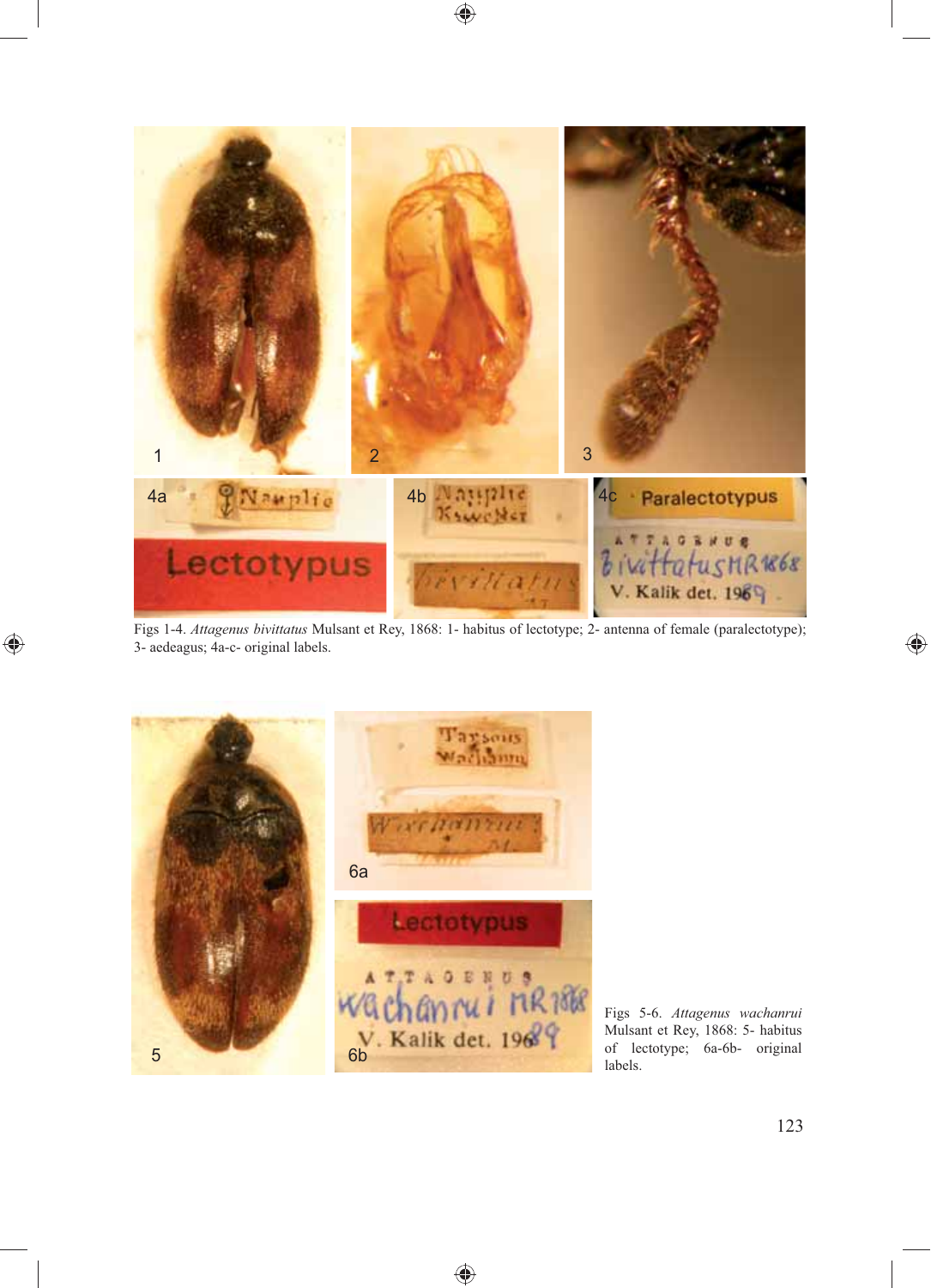Figs 1-4. *Attagenus bivittatus* Mulsant et Rey, 1868: 1- habitus of lectotype; 2- antenna of female (paralectotype); 3- aedeagus; 4a-c- original labels.

Figs 5-6. *Attagenus wachanrui* Mulsant et Rey, 1868: 5- habitus of lectotype; 6a-6b- original labels.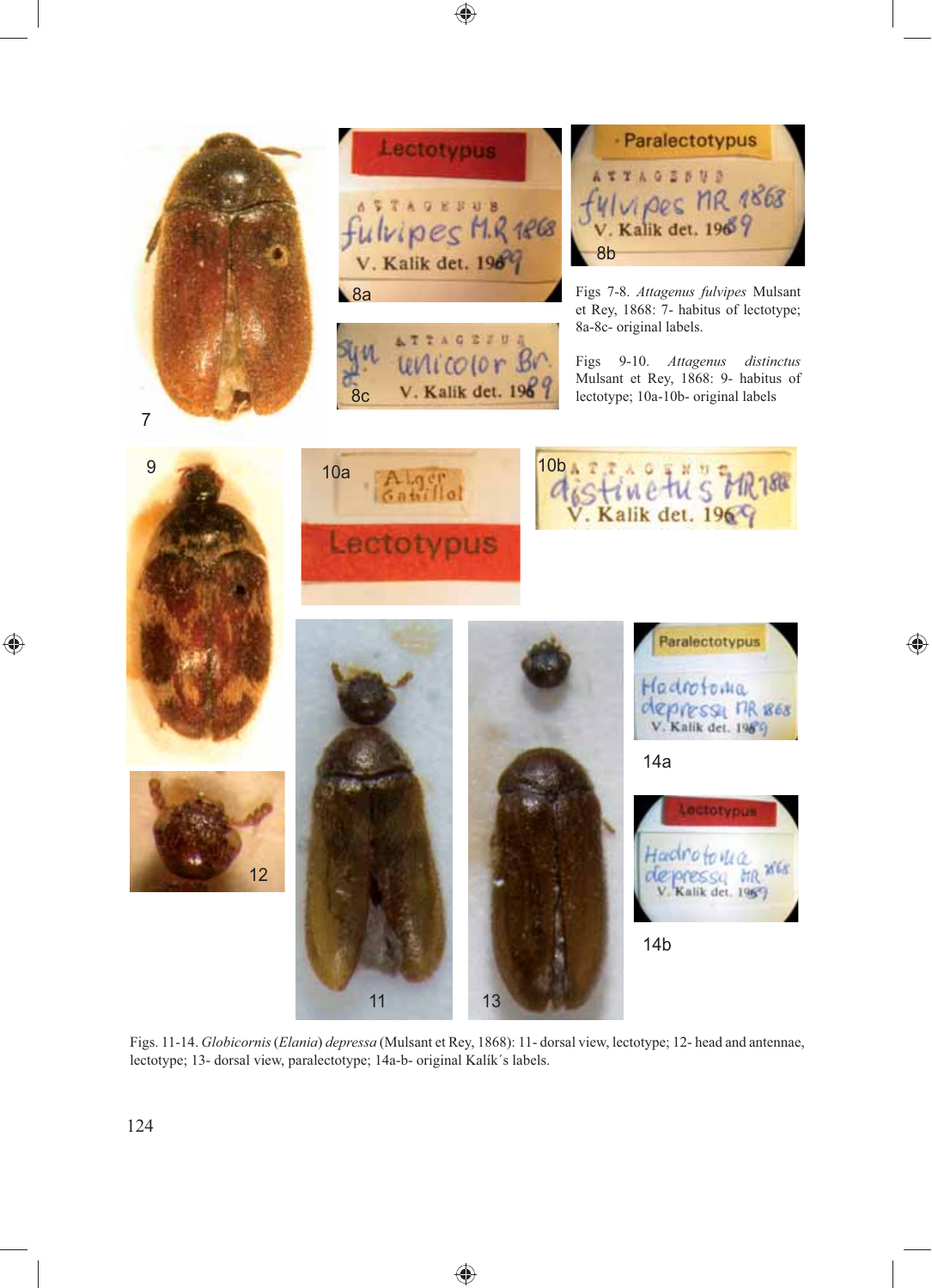Figs 7-8. *Attagenus fulvipes* Mulsant et Rey, 1868: 7- habitus of lectotype; 8a-8c- original labels.

Figs 9-10. *Attagenus distinctus* Mulsant et Rey, 1868: 9- habitus of lectotype; 10a-10b- original labels

Figs. 11-14. *Globicornis* (*Elania*) *depressa* (Mulsant et Rey, 1868): 11- dorsal view, lectotype; 12- head and antennae, lectotype; 13- dorsal view, paralectotype; 14a-b- original Kalík´s labels.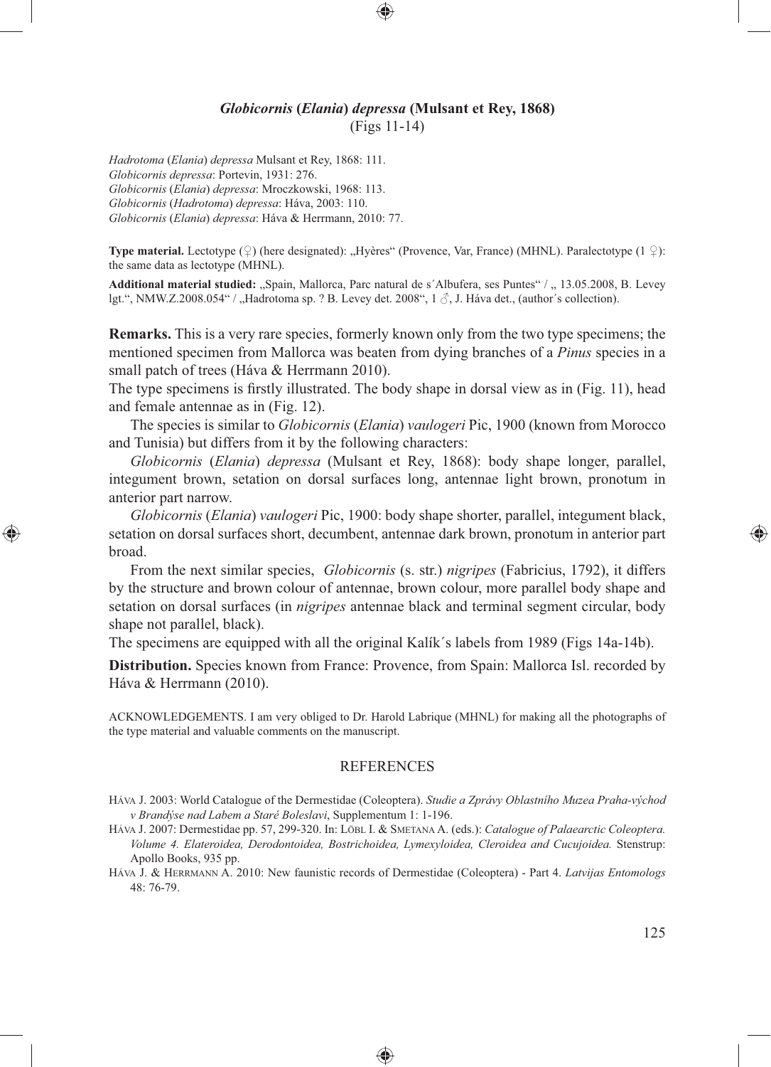### *Globicornis* (*Elania*) *depressa* (Mulsant et Rey, 1868)

(Figs 11-14)

*Hadrotoma* (*Elania*) *depressa* Mulsant et Rey, 1868: 111.
*Globicornis depressa*: Portevin, 1931: 276.
*Globicornis* (*Elania*) *depressa*: Mroczkowski, 1968: 113.
*Globicornis* (*Hadrotoma*) *depressa*: Háva, 2003: 110.
*Globicornis* (*Elania*) *depressa*: Háva & Herrmann, 2010: 77.

**Type material.** Lectotype (♀) (here designated): „Hyères" (Provence, Var, France) (MHNL). Paralectotype (1 ♀): the same data as lectotype (MHNL).

**Additional material studied:** „Spain, Mallorca, Parc natural de s´Albufera, ses Puntes" / „ 13.05.2008, B. Levey lgt.", NMW.Z.2008.054" / „Hadrotoma sp. ? B. Levey det. 2008", 1 ♂, J. Háva det., (author´s collection).

**Remarks.** This is a very rare species, formerly known only from the two type specimens; the mentioned specimen from Mallorca was beaten from dying branches of a *Pinus* species in a small patch of trees (Háva & Herrmann 2010).

The type specimens is firstly illustrated. The body shape in dorsal view as in (Fig. 11), head and female antennae as in (Fig. 12).

The species is similar to *Globicornis* (*Elania*) *vaulogeri* Pic, 1900 (known from Morocco and Tunisia) but differs from it by the following characters:

*Globicornis* (*Elania*) *depressa* (Mulsant et Rey, 1868): body shape longer, parallel, integument brown, setation on dorsal surfaces long, antennae light brown, pronotum in anterior part narrow.

*Globicornis* (*Elania*) *vaulogeri* Pic, 1900: body shape shorter, parallel, integument black, setation on dorsal surfaces short, decumbent, antennae dark brown, pronotum in anterior part broad.

From the next similar species, *Globicornis* (s. str.) *nigripes* (Fabricius, 1792), it differs by the structure and brown colour of antennae, brown colour, more parallel body shape and setation on dorsal surfaces (in *nigripes* antennae black and terminal segment circular, body shape not parallel, black).

The specimens are equipped with all the original Kalík´s labels from 1989 (Figs 14a-14b).

**Distribution.** Species known from France: Provence, from Spain: Mallorca Isl. recorded by Háva & Herrmann (2010).

ACKNOWLEDGEMENTS. I am very obliged to Dr. Harold Labrique (MHNL) for making all the photographs of the type material and valuable comments on the manuscript.

## REFERENCES

Háva J. 2003: World Catalogue of the Dermestidae (Coleoptera). *Studie a Zprávy Oblastního Muzea Praha-východ v Brandýse nad Labem a Staré Boleslavi*, Supplementum 1: 1-196.

Háva J. 2007: Dermestidae pp. 57, 299-320. In: Löbl I. & Smetana A. (eds.): *Catalogue of Palaearctic Coleoptera. Volume 4. Elateroidea, Derodontoidea, Bostrichoidea, Lymexyloidea, Cleroidea and Cucujoidea.* Stenstrup: Apollo Books, 935 pp.

Háva J. & Herrmann A. 2010: New faunistic records of Dermestidae (Coleoptera) - Part 4. *Latvijas Entomologs* 48: 76-79.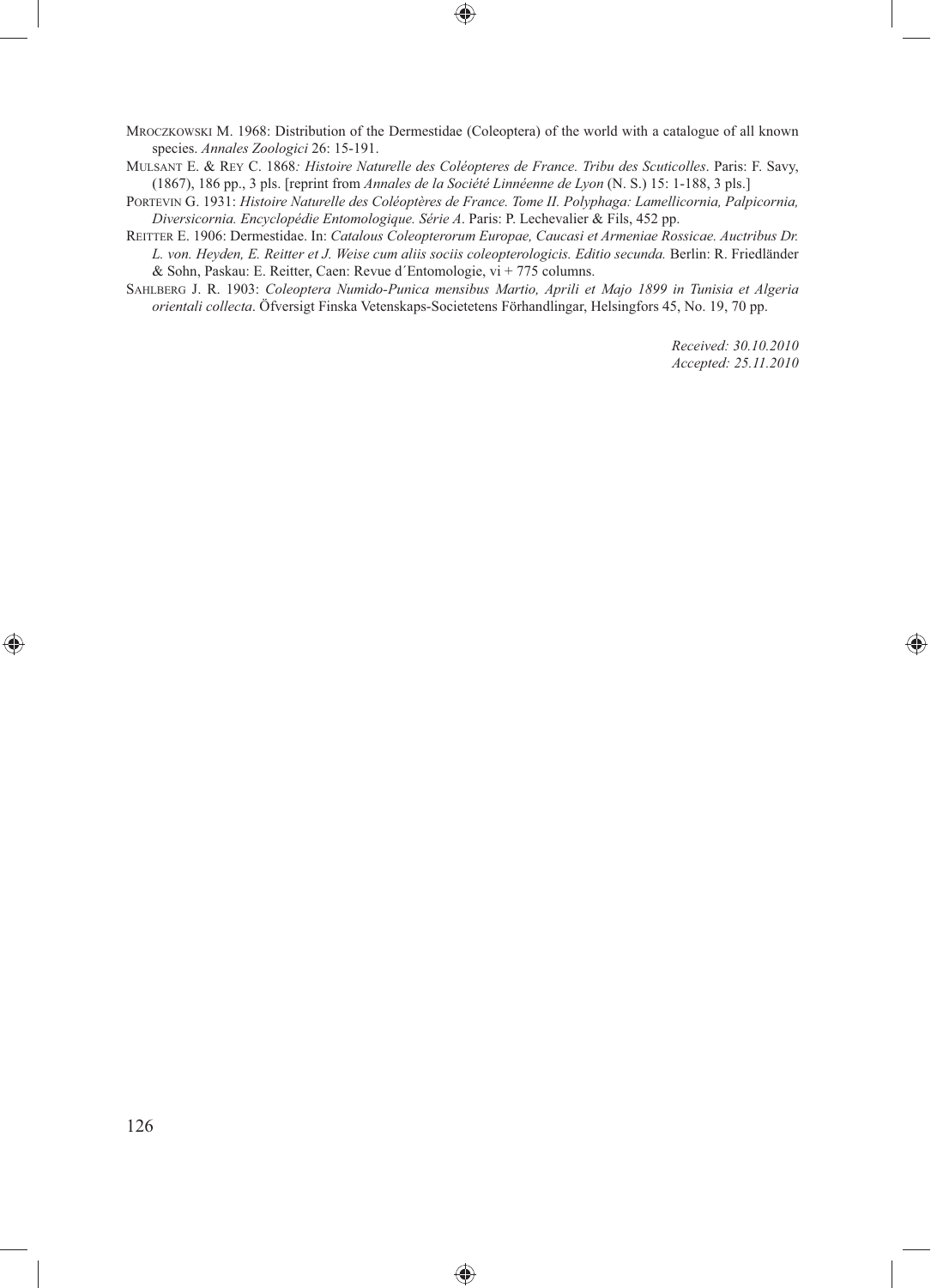Mroczkowski M. 1968: Distribution of the Dermestidae (Coleoptera) of the world with a catalogue of all known species. *Annales Zoologici* 26: 15-191.

Mulsant E. & Rey C. 1868*: Histoire Naturelle des Coléopteres de France. Tribu des Scuticolles*. Paris: F. Savy, (1867), 186 pp., 3 pls. [reprint from *Annales de la Société Linnéenne de Lyon* (N. S.) 15: 1-188, 3 pls.]

Portevin G. 1931: *Histoire Naturelle des Coléoptères de France. Tome II. Polyphaga: Lamellicornia, Palpicornia, Diversicornia. Encyclopédie Entomologique. Série A*. Paris: P. Lechevalier & Fils, 452 pp.

Reitter E. 1906: Dermestidae. In: *Catalous Coleopterorum Europae, Caucasi et Armeniae Rossicae. Auctribus Dr. L. von. Heyden, E. Reitter et J. Weise cum aliis sociis coleopterologicis. Editio secunda.* Berlin: R. Friedländer & Sohn, Paskau: E. Reitter, Caen: Revue d´Entomologie, vi + 775 columns.

Sahlberg J. R. 1903: *Coleoptera Numido-Punica mensibus Martio, Aprili et Majo 1899 in Tunisia et Algeria orientali collecta*. Öfversigt Finska Vetenskaps-Societetens Förhandlingar, Helsingfors 45, No. 19, 70 pp.

*Received: 30.10.2010*
*Accepted: 25.11.2010*